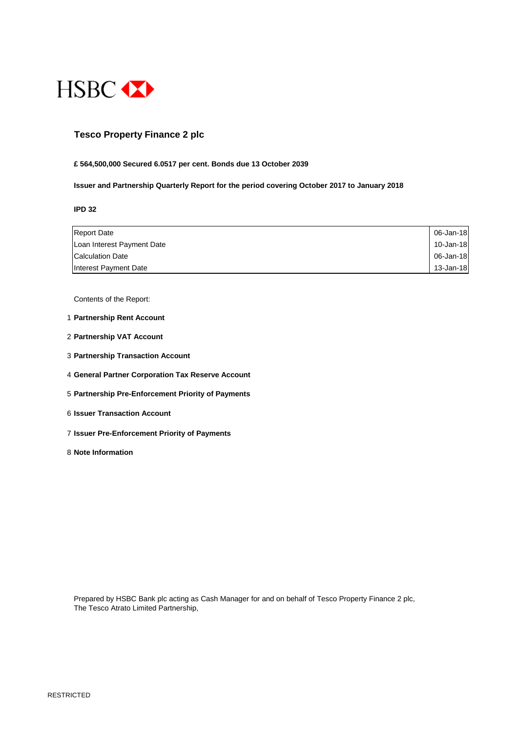HSBC

# Tesco Property Finance 2 plc

**£ 564,500,000 Secured 6.0517 per cent. Bonds due 13 October 2039**

**Issuer and Partnership Quarterly Report for the period covering October 2017 to January 2018**

**IPD 32**

| | |
|---|---|
| Report Date | 06-Jan-18 |
| Loan Interest Payment Date | 10-Jan-18 |
| Calculation Date | 06-Jan-18 |
| Interest Payment Date | 13-Jan-18 |

Contents of the Report:

1. **Partnership Rent Account**
2. **Partnership VAT Account**
3. **Partnership Transaction Account**
4. **General Partner Corporation Tax Reserve Account**
5. **Partnership Pre-Enforcement Priority of Payments**
6. **Issuer Transaction Account**
7. **Issuer Pre-Enforcement Priority of Payments**
8. **Note Information**

Prepared by HSBC Bank plc acting as Cash Manager for and on behalf of Tesco Property Finance 2 plc, The Tesco Atrato Limited Partnership,

RESTRICTED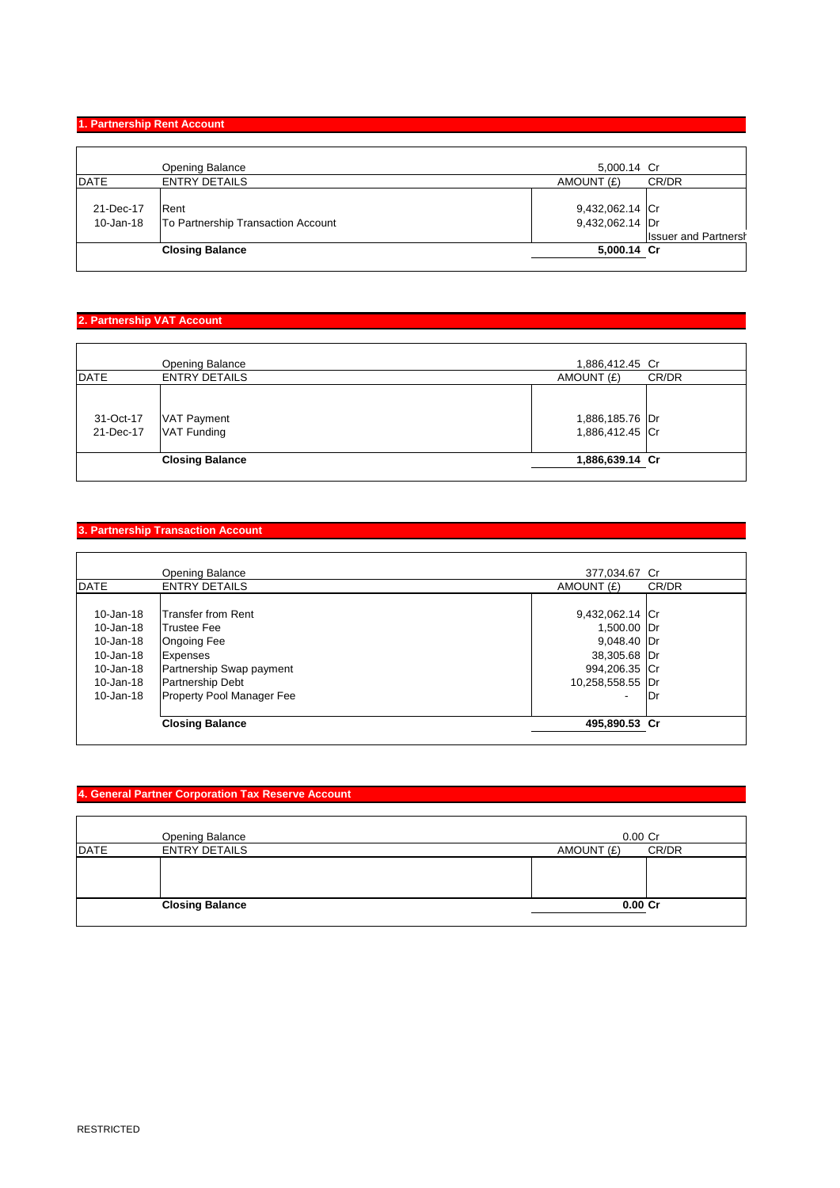## 1. Partnership Rent Account

| DATE | ENTRY DETAILS | AMOUNT (£) | CR/DR |
|---|---|---|---|
| | Opening Balance | 5,000.14 | Cr |
| 21-Dec-17 | Rent | 9,432,062.14 | Cr |
| 10-Jan-18 | To Partnership Transaction Account | 9,432,062.14 | Dr |
| | | | Issuer and Partnersh |
| | **Closing Balance** | **5,000.14** | **Cr** |

## 2. Partnership VAT Account

| DATE | ENTRY DETAILS | AMOUNT (£) | CR/DR |
|---|---|---|---|
| | Opening Balance | 1,886,412.45 | Cr |
| 31-Oct-17 | VAT Payment | 1,886,185.76 | Dr |
| 21-Dec-17 | VAT Funding | 1,886,412.45 | Cr |
| | **Closing Balance** | **1,886,639.14** | **Cr** |

## 3. Partnership Transaction Account

| DATE | ENTRY DETAILS | AMOUNT (£) | CR/DR |
|---|---|---|---|
| | Opening Balance | 377,034.67 | Cr |
| 10-Jan-18 | Transfer from Rent | 9,432,062.14 | Cr |
| 10-Jan-18 | Trustee Fee | 1,500.00 | Dr |
| 10-Jan-18 | Ongoing Fee | 9,048.40 | Dr |
| 10-Jan-18 | Expenses | 38,305.68 | Dr |
| 10-Jan-18 | Partnership Swap payment | 994,206.35 | Cr |
| 10-Jan-18 | Partnership Debt | 10,258,558.55 | Dr |
| 10-Jan-18 | Property Pool Manager Fee | - | Dr |
| | **Closing Balance** | **495,890.53** | **Cr** |

## 4. General Partner Corporation Tax Reserve Account

| DATE | ENTRY DETAILS | AMOUNT (£) | CR/DR |
|---|---|---|---|
| | Opening Balance | 0.00 | Cr |
| | | | |
| | **Closing Balance** | **0.00** | **Cr** |

RESTRICTED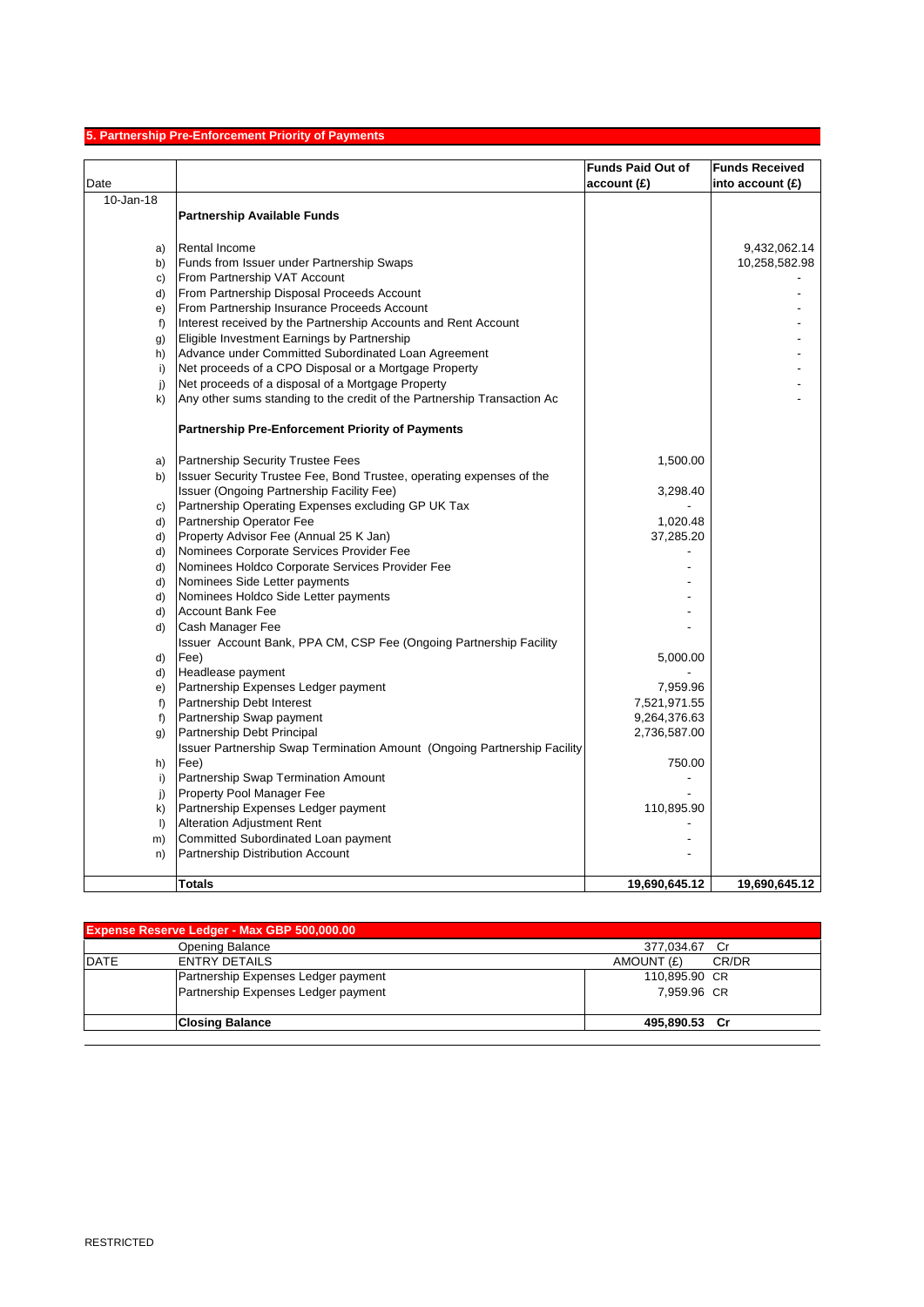## 5. Partnership Pre-Enforcement Priority of Payments

| Date | | Funds Paid Out of account (£) | Funds Received into account (£) |
|---|---|---|---|
| 10-Jan-18 | **Partnership Available Funds** | | |
| a) | Rental Income | | 9,432,062.14 |
| b) | Funds from Issuer under Partnership Swaps | | 10,258,582.98 |
| c) | From Partnership VAT Account | | - |
| d) | From Partnership Disposal Proceeds Account | | - |
| e) | From Partnership Insurance Proceeds Account | | - |
| f) | Interest received by the Partnership Accounts and Rent Account | | - |
| g) | Eligible Investment Earnings by Partnership | | - |
| h) | Advance under Committed Subordinated Loan Agreement | | - |
| i) | Net proceeds of a CPO Disposal or a Mortgage Property | | - |
| j) | Net proceeds of a disposal of a Mortgage Property | | - |
| k) | Any other sums standing to the credit of the Partnership Transaction Ac | | - |
| | **Partnership Pre-Enforcement Priority of Payments** | | |
| a) | Partnership Security Trustee Fees | 1,500.00 | |
| b) | Issuer Security Trustee Fee, Bond Trustee, operating expenses of the Issuer (Ongoing Partnership Facility Fee) | 3,298.40 | |
| c) | Partnership Operating Expenses excluding GP UK Tax | - | |
| d) | Partnership Operator Fee | 1,020.48 | |
| d) | Property Advisor Fee (Annual 25 K Jan) | 37,285.20 | |
| d) | Nominees Corporate Services Provider Fee | - | |
| d) | Nominees Holdco Corporate Services Provider Fee | - | |
| d) | Nominees Side Letter payments | - | |
| d) | Nominees Holdco Side Letter payments | - | |
| d) | Account Bank Fee | - | |
| d) | Cash Manager Fee | - | |
| d) | Issuer Account Bank, PPA CM, CSP Fee (Ongoing Partnership Facility Fee) | 5,000.00 | |
| d) | Headlease payment | - | |
| e) | Partnership Expenses Ledger payment | 7,959.96 | |
| f) | Partnership Debt Interest | 7,521,971.55 | |
| f) | Partnership Swap payment | 9,264,376.63 | |
| g) | Partnership Debt Principal | 2,736,587.00 | |
| h) | Issuer Partnership Swap Termination Amount (Ongoing Partnership Facility Fee) | 750.00 | |
| i) | Partnership Swap Termination Amount | - | |
| j) | Property Pool Manager Fee | - | |
| k) | Partnership Expenses Ledger payment | 110,895.90 | |
| l) | Alteration Adjustment Rent | - | |
| m) | Committed Subordinated Loan payment | - | |
| n) | Partnership Distribution Account | - | |
| | **Totals** | **19,690,645.12** | **19,690,645.12** |

| Expense Reserve Ledger - Max GBP 500,000.00 | | | |
|---|---|---|---|
| | Opening Balance | 377,034.67 | Cr |
| DATE | ENTRY DETAILS | AMOUNT (£) | CR/DR |
| | Partnership Expenses Ledger payment | 110,895.90 | CR |
| | Partnership Expenses Ledger payment | 7,959.96 | CR |
| | **Closing Balance** | **495,890.53** | **Cr** |

RESTRICTED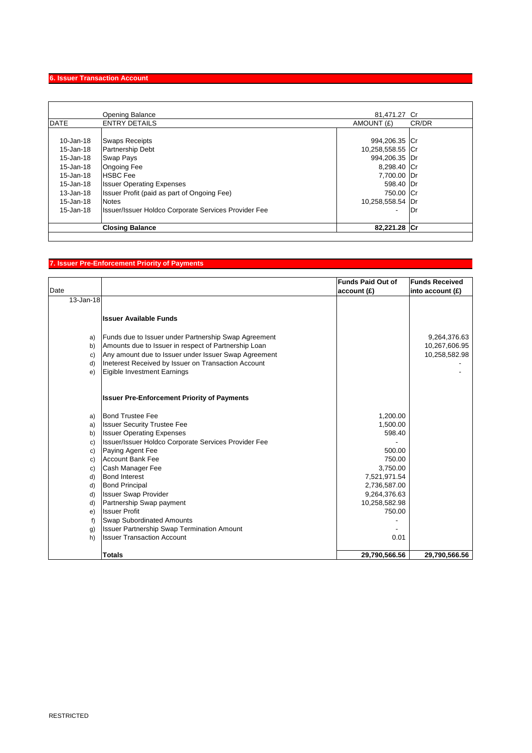## 6. Issuer Transaction Account

| DATE | ENTRY DETAILS | AMOUNT (£) | CR/DR |
|---|---|---|---|
| | Opening Balance | 81,471.27 | Cr |
| 10-Jan-18 | Swaps Receipts | 994,206.35 | Cr |
| 15-Jan-18 | Partnership Debt | 10,258,558.55 | Cr |
| 15-Jan-18 | Swap Pays | 994,206.35 | Dr |
| 15-Jan-18 | Ongoing Fee | 8,298.40 | Cr |
| 15-Jan-18 | HSBC Fee | 7,700.00 | Dr |
| 15-Jan-18 | Issuer Operating Expenses | 598.40 | Dr |
| 13-Jan-18 | Issuer Profit (paid as part of Ongoing Fee) | 750.00 | Cr |
| 15-Jan-18 | Notes | 10,258,558.54 | Dr |
| 15-Jan-18 | Issuer/Issuer Holdco Corporate Services Provider Fee | - | Dr |
| | **Closing Balance** | **82,221.28** | **Cr** |

## 7. Issuer Pre-Enforcement Priority of Payments

| Date | | Funds Paid Out of account (£) | Funds Received into account (£) |
|---|---|---|---|
| 13-Jan-18 | | | |
| | **Issuer Available Funds** | | |
| a) | Funds due to Issuer under Partnership Swap Agreement | | 9,264,376.63 |
| b) | Amounts due to Issuer in respect of Partnership Loan | | 10,267,606.95 |
| c) | Any amount due to Issuer under Issuer Swap Agreement | | 10,258,582.98 |
| d) | Ineterest Received by Issuer on Transaction Account | | - |
| e) | Eigible Investment Earnings | | - |
| | **Issuer Pre-Enforcement Priority of Payments** | | |
| a) | Bond Trustee Fee | 1,200.00 | |
| a) | Issuer Security Trustee Fee | 1,500.00 | |
| b) | Issuer Operating Expenses | 598.40 | |
| c) | Issuer/Issuer Holdco Corporate Services Provider Fee | - | |
| c) | Paying Agent Fee | 500.00 | |
| c) | Account Bank Fee | 750.00 | |
| c) | Cash Manager Fee | 3,750.00 | |
| d) | Bond Interest | 7,521,971.54 | |
| d) | Bond Principal | 2,736,587.00 | |
| d) | Issuer Swap Provider | 9,264,376.63 | |
| d) | Partnership Swap payment | 10,258,582.98 | |
| e) | Issuer Profit | 750.00 | |
| f) | Swap Subordinated Amounts | - | |
| g) | Issuer Partnership Swap Termination Amount | - | |
| h) | Issuer Transaction Account | 0.01 | |
| | **Totals** | **29,790,566.56** | **29,790,566.56** |

RESTRICTED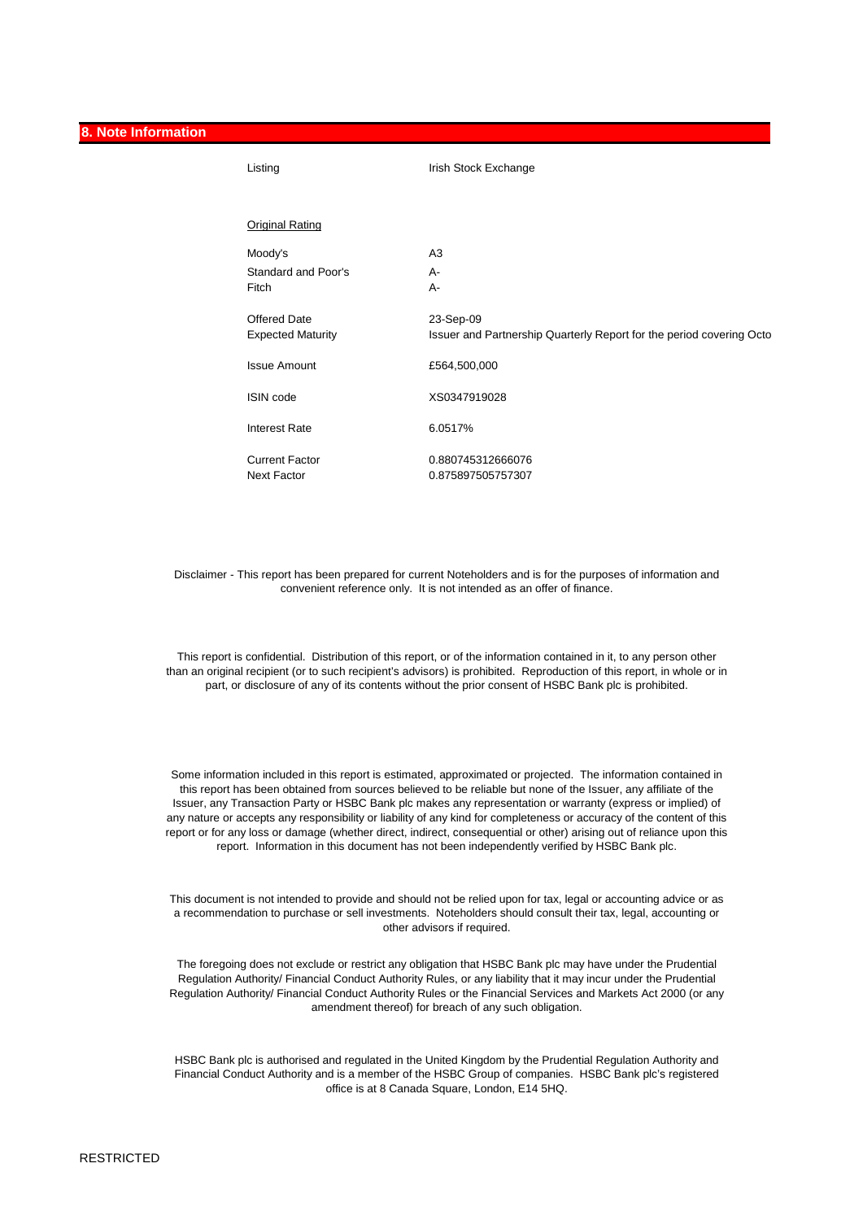## 8. Note Information

| | |
|---|---|
| Listing | Irish Stock Exchange |
| Original Rating | |
| Moody's | A3 |
| Standard and Poor's | A- |
| Fitch | A- |
| Offered Date | 23-Sep-09 |
| Expected Maturity | Issuer and Partnership Quarterly Report for the period covering Octo |
| Issue Amount | £564,500,000 |
| ISIN code | XS0347919028 |
| Interest Rate | 6.0517% |
| Current Factor | 0.880745312666076 |
| Next Factor | 0.875897505757307 |

Disclaimer - This report has been prepared for current Noteholders and is for the purposes of information and convenient reference only. It is not intended as an offer of finance.

This report is confidential. Distribution of this report, or of the information contained in it, to any person other than an original recipient (or to such recipient's advisors) is prohibited. Reproduction of this report, in whole or in part, or disclosure of any of its contents without the prior consent of HSBC Bank plc is prohibited.

Some information included in this report is estimated, approximated or projected. The information contained in this report has been obtained from sources believed to be reliable but none of the Issuer, any affiliate of the Issuer, any Transaction Party or HSBC Bank plc makes any representation or warranty (express or implied) of any nature or accepts any responsibility or liability of any kind for completeness or accuracy of the content of this report or for any loss or damage (whether direct, indirect, consequential or other) arising out of reliance upon this report. Information in this document has not been independently verified by HSBC Bank plc.

This document is not intended to provide and should not be relied upon for tax, legal or accounting advice or as a recommendation to purchase or sell investments. Noteholders should consult their tax, legal, accounting or other advisors if required.

The foregoing does not exclude or restrict any obligation that HSBC Bank plc may have under the Prudential Regulation Authority/ Financial Conduct Authority Rules, or any liability that it may incur under the Prudential Regulation Authority/ Financial Conduct Authority Rules or the Financial Services and Markets Act 2000 (or any amendment thereof) for breach of any such obligation.

HSBC Bank plc is authorised and regulated in the United Kingdom by the Prudential Regulation Authority and Financial Conduct Authority and is a member of the HSBC Group of companies. HSBC Bank plc's registered office is at 8 Canada Square, London, E14 5HQ.

RESTRICTED